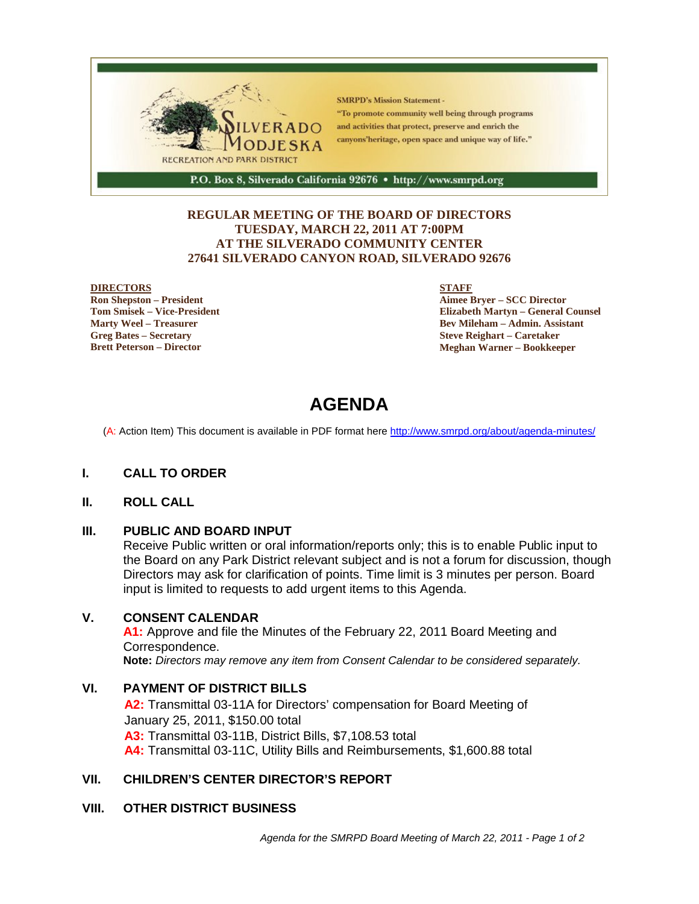SILVERADO MODJESKA
RECREATION AND PARK DISTRICT

SMRPD's Mission Statement -
"To promote community well being through programs and activities that protect, preserve and enrich the canyons'heritage, open space and unique way of life."

P.O. Box 8, Silverado California 92676 • http://www.smrpd.org

**REGULAR MEETING OF THE BOARD OF DIRECTORS**
**TUESDAY, MARCH 22, 2011 AT 7:00PM**
**AT THE SILVERADO COMMUNITY CENTER**
**27641 SILVERADO CANYON ROAD, SILVERADO 92676**

**DIRECTORS**
**Ron Shepston – President**
**Tom Smisek – Vice-President**
**Marty Weel – Treasurer**
**Greg Bates – Secretary**
**Brett Peterson – Director**

**STAFF**
**Aimee Bryer – SCC Director**
**Elizabeth Martyn – General Counsel**
**Bev Mileham – Admin. Assistant**
**Steve Reighart – Caretaker**
**Meghan Warner – Bookkeeper**

# AGENDA

(A: Action Item) This document is available in PDF format here http://www.smrpd.org/about/agenda-minutes/

## I. CALL TO ORDER

## II. ROLL CALL

## III. PUBLIC AND BOARD INPUT

Receive Public written or oral information/reports only; this is to enable Public input to the Board on any Park District relevant subject and is not a forum for discussion, though Directors may ask for clarification of points. Time limit is 3 minutes per person. Board input is limited to requests to add urgent items to this Agenda.

## V. CONSENT CALENDAR

**A1:** Approve and file the Minutes of the February 22, 2011 Board Meeting and Correspondence.
**Note:** *Directors may remove any item from Consent Calendar to be considered separately.*

## VI. PAYMENT OF DISTRICT BILLS

**A2:** Transmittal 03-11A for Directors' compensation for Board Meeting of January 25, 2011, $150.00 total
**A3:** Transmittal 03-11B, District Bills, $7,108.53 total
**A4:** Transmittal 03-11C, Utility Bills and Reimbursements, $1,600.88 total

## VII. CHILDREN'S CENTER DIRECTOR'S REPORT

## VIII. OTHER DISTRICT BUSINESS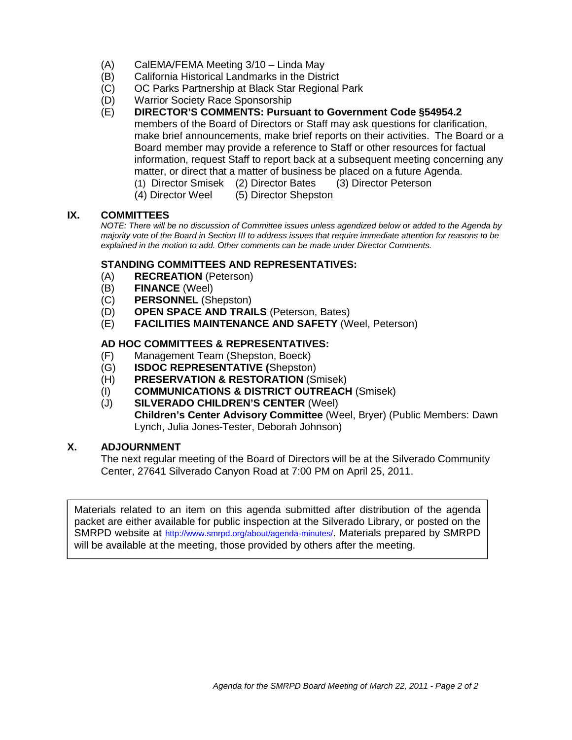(A) CalEMA/FEMA Meeting 3/10 – Linda May

(B) California Historical Landmarks in the District

(C) OC Parks Partnership at Black Star Regional Park

(D) Warrior Society Race Sponsorship

(E) **DIRECTOR'S COMMENTS: Pursuant to Government Code §54954.2** members of the Board of Directors or Staff may ask questions for clarification, make brief announcements, make brief reports on their activities. The Board or a Board member may provide a reference to Staff or other resources for factual information, request Staff to report back at a subsequent meeting concerning any matter, or direct that a matter of business be placed on a future Agenda.

(1) Director Smisek (2) Director Bates (3) Director Peterson

(4) Director Weel (5) Director Shepston

## IX. COMMITTEES

*NOTE: There will be no discussion of Committee issues unless agendized below or added to the Agenda by majority vote of the Board in Section III to address issues that require immediate attention for reasons to be explained in the motion to add. Other comments can be made under Director Comments.*

### STANDING COMMITTEES AND REPRESENTATIVES:

(A) **RECREATION** (Peterson)

(B) **FINANCE** (Weel)

(C) **PERSONNEL** (Shepston)

(D) **OPEN SPACE AND TRAILS** (Peterson, Bates)

(E) **FACILITIES MAINTENANCE AND SAFETY** (Weel, Peterson)

### AD HOC COMMITTEES & REPRESENTATIVES:

(F) Management Team (Shepston, Boeck)

(G) **ISDOC REPRESENTATIVE (**Shepston)

(H) **PRESERVATION & RESTORATION** (Smisek)

(I) **COMMUNICATIONS & DISTRICT OUTREACH** (Smisek)

(J) **SILVERADO CHILDREN'S CENTER** (Weel)
**Children's Center Advisory Committee** (Weel, Bryer) (Public Members: Dawn Lynch, Julia Jones-Tester, Deborah Johnson)

## X. ADJOURNMENT

The next regular meeting of the Board of Directors will be at the Silverado Community Center, 27641 Silverado Canyon Road at 7:00 PM on April 25, 2011.

Materials related to an item on this agenda submitted after distribution of the agenda packet are either available for public inspection at the Silverado Library, or posted on the SMRPD website at http://www.smrpd.org/about/agenda-minutes/. Materials prepared by SMRPD will be available at the meeting, those provided by others after the meeting.